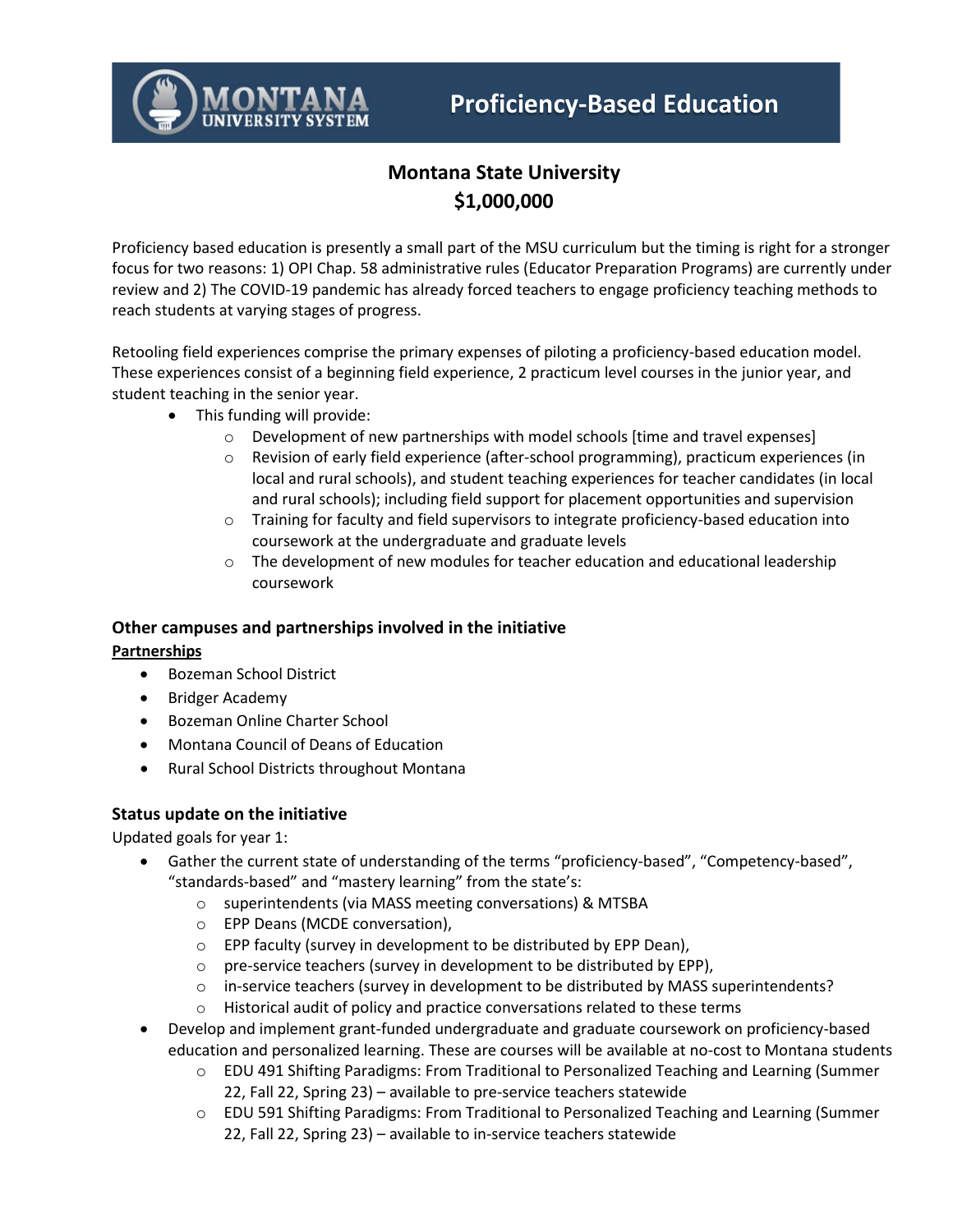# Proficiency-Based Education

## Montana State University
## $1,000,000

Proficiency based education is presently a small part of the MSU curriculum but the timing is right for a stronger focus for two reasons: 1) OPI Chap. 58 administrative rules (Educator Preparation Programs) are currently under review and 2) The COVID-19 pandemic has already forced teachers to engage proficiency teaching methods to reach students at varying stages of progress.

Retooling field experiences comprise the primary expenses of piloting a proficiency-based education model. These experiences consist of a beginning field experience, 2 practicum level courses in the junior year, and student teaching in the senior year.

- This funding will provide:
  - Development of new partnerships with model schools [time and travel expenses]
  - Revision of early field experience (after-school programming), practicum experiences (in local and rural schools), and student teaching experiences for teacher candidates (in local and rural schools); including field support for placement opportunities and supervision
  - Training for faculty and field supervisors to integrate proficiency-based education into coursework at the undergraduate and graduate levels
  - The development of new modules for teacher education and educational leadership coursework

### Other campuses and partnerships involved in the initiative

**Partnerships**

- Bozeman School District
- Bridger Academy
- Bozeman Online Charter School
- Montana Council of Deans of Education
- Rural School Districts throughout Montana

### Status update on the initiative

Updated goals for year 1:

- Gather the current state of understanding of the terms "proficiency-based", "Competency-based", "standards-based" and "mastery learning" from the state's:
  - superintendents (via MASS meeting conversations) & MTSBA
  - EPP Deans (MCDE conversation),
  - EPP faculty (survey in development to be distributed by EPP Dean),
  - pre-service teachers (survey in development to be distributed by EPP),
  - in-service teachers (survey in development to be distributed by MASS superintendents?
  - Historical audit of policy and practice conversations related to these terms
- Develop and implement grant-funded undergraduate and graduate coursework on proficiency-based education and personalized learning. These are courses will be available at no-cost to Montana students
  - EDU 491 Shifting Paradigms: From Traditional to Personalized Teaching and Learning (Summer 22, Fall 22, Spring 23) – available to pre-service teachers statewide
  - EDU 591 Shifting Paradigms: From Traditional to Personalized Teaching and Learning (Summer 22, Fall 22, Spring 23) – available to in-service teachers statewide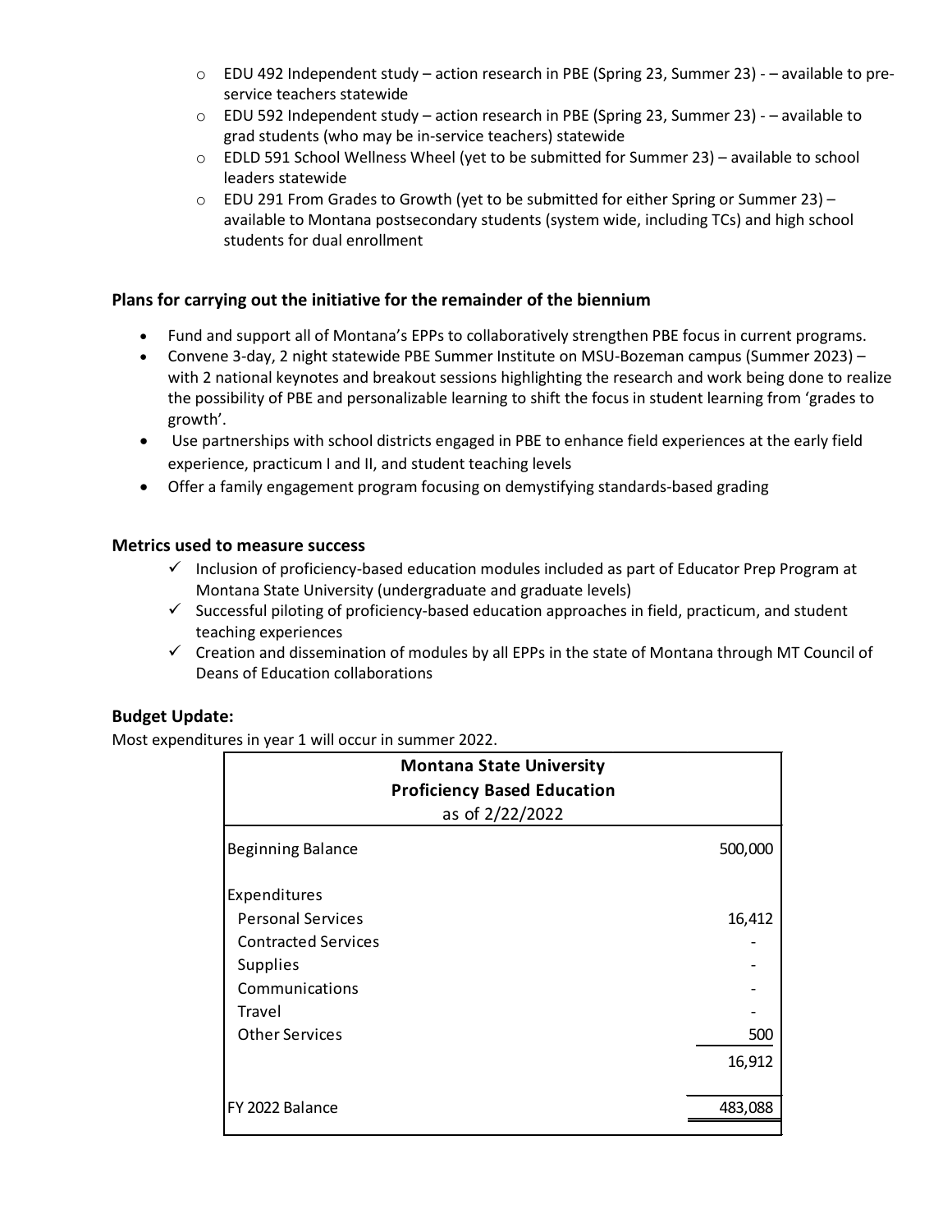- EDU 492 Independent study – action research in PBE (Spring 23, Summer 23) - – available to pre-service teachers statewide
- EDU 592 Independent study – action research in PBE (Spring 23, Summer 23) - – available to grad students (who may be in-service teachers) statewide
- EDLD 591 School Wellness Wheel (yet to be submitted for Summer 23) – available to school leaders statewide
- EDU 291 From Grades to Growth (yet to be submitted for either Spring or Summer 23) – available to Montana postsecondary students (system wide, including TCs) and high school students for dual enrollment

### Plans for carrying out the initiative for the remainder of the biennium

- Fund and support all of Montana's EPPs to collaboratively strengthen PBE focus in current programs.
- Convene 3-day, 2 night statewide PBE Summer Institute on MSU-Bozeman campus (Summer 2023) – with 2 national keynotes and breakout sessions highlighting the research and work being done to realize the possibility of PBE and personalizable learning to shift the focus in student learning from 'grades to growth'.
- Use partnerships with school districts engaged in PBE to enhance field experiences at the early field experience, practicum I and II, and student teaching levels
- Offer a family engagement program focusing on demystifying standards-based grading

### Metrics used to measure success

- ✓ Inclusion of proficiency-based education modules included as part of Educator Prep Program at Montana State University (undergraduate and graduate levels)
- ✓ Successful piloting of proficiency-based education approaches in field, practicum, and student teaching experiences
- ✓ Creation and dissemination of modules by all EPPs in the state of Montana through MT Council of Deans of Education collaborations

### Budget Update:

Most expenditures in year 1 will occur in summer 2022.

| Montana State University<br>Proficiency Based Education<br>as of 2/22/2022 | |
|---|---|
| Beginning Balance | 500,000 |
| Expenditures | |
| Personal Services | 16,412 |
| Contracted Services | - |
| Supplies | - |
| Communications | - |
| Travel | - |
| Other Services | 500 |
| | 16,912 |
| FY 2022 Balance | 483,088 |